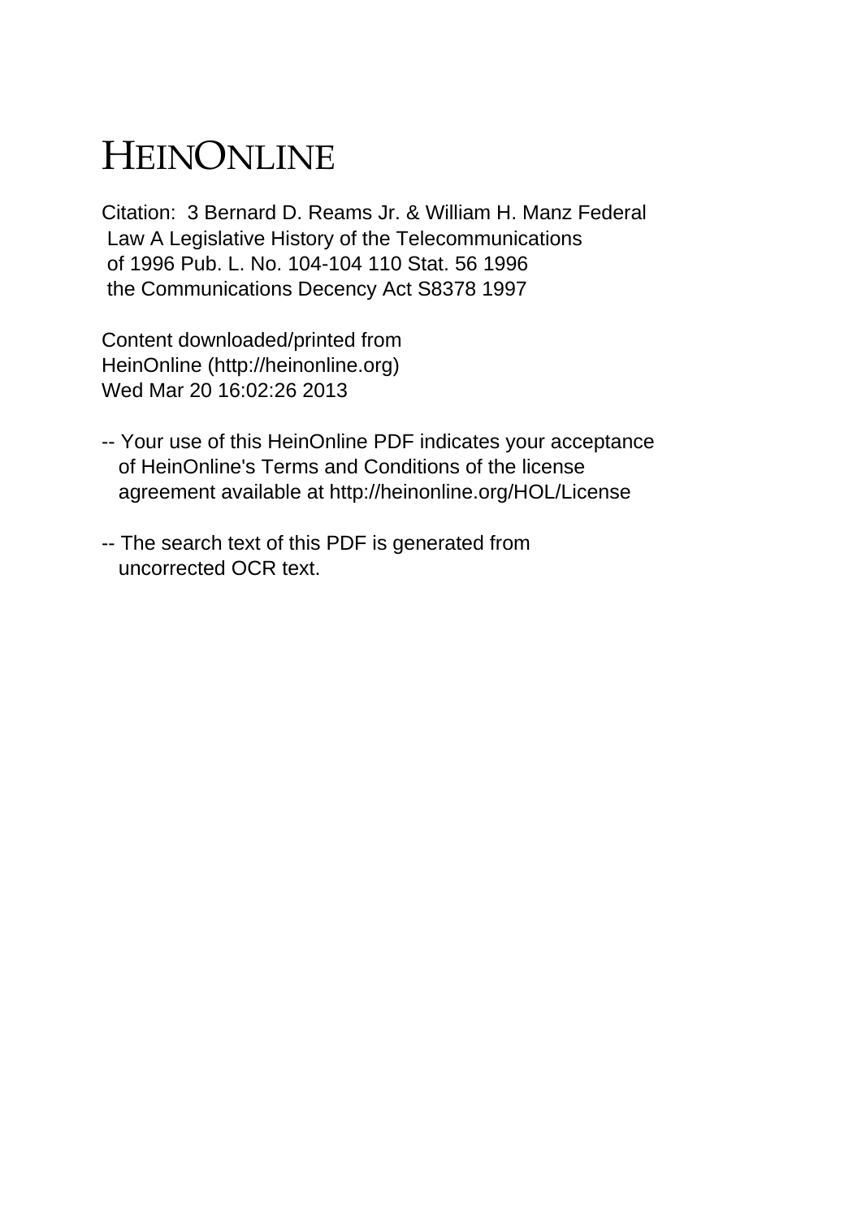# HEINONLINE

Citation: 3 Bernard D. Reams Jr. & William H. Manz Federal Law A Legislative History of the Telecommunications of 1996 Pub. L. No. 104-104 110 Stat. 56 1996 the Communications Decency Act S8378 1997

Content downloaded/printed from HeinOnline (http://heinonline.org)
Wed Mar 20 16:02:26 2013

-- Your use of this HeinOnline PDF indicates your acceptance of HeinOnline's Terms and Conditions of the license agreement available at http://heinonline.org/HOL/License

-- The search text of this PDF is generated from uncorrected OCR text.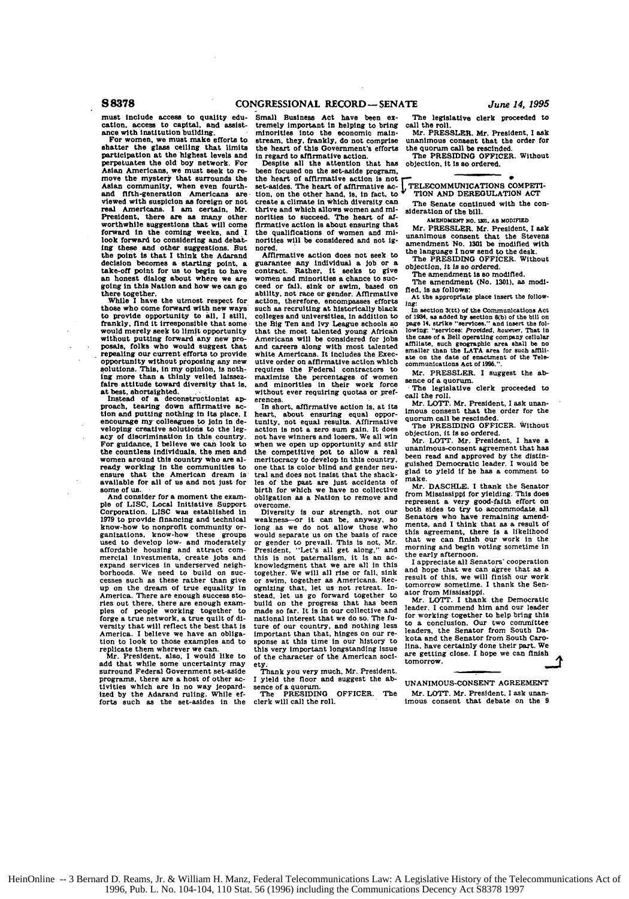must include access to quality education, access to capital, and assistance with institution building.

For women, we must make efforts to shatter the glass ceiling that limits participation at the highest levels and perpetuates the old boy network. For Asian Americans, we must seek to remove the mystery that surrounds the Asian community, when even fourth- and fifth-generation Americans are viewed with suspicion as foreign or not real Americans. I am certain, Mr. President, there are as many other worthwhile suggestions that will come forward in the coming weeks, and I look forward to considering and debating these and other suggestions. But the point is that I think the Adarand decision becomes a starting point, a take-off point for us to begin to have an honest dialog about where we are going in this Nation and how we can go there together.

While I have the utmost respect for those who come forward with new ways to provide opportunity to all, I still, frankly, find it irresponsible that some would merely seek to limit opportunity without putting forward any new proposals, folks who would suggest that repealing our current efforts to provide opportunity without proposing any new solutions. This, in my opinion, is nothing more than a thinly veiled laissez-faire attitude toward diversity that is, at best, shortsighted.

Instead of a deconstructionist approach, tearing down affirmative action and putting nothing in its place, I encourage my colleagues to join in developing creative solutions to the legacy of discrimination in this country. For guidance, I believe we can look to the countless individuals, the men and women around this country who are already working in the communities to ensure that the American dream is available for all of us and not just for some of us.

And consider for a moment the example of LISC, Local Initiative Support Corporation. LISC was established in 1979 to provide financing and technical know-how to nonprofit community organizations, know-how these groups used to develop low- and moderately affordable housing and attract commercial investments, create jobs and expand services in underserved neighborhoods. We need to build on successes such as these rather than give up on the dream of true equality in America. There are enough success stories out there, there are enough examples of people working together to forge a true network, a true quilt of diversity that will reflect the best that is America. I believe we have an obligation to look to those examples and to replicate them wherever we can.

Mr. President, also, I would like to add that while some uncertainty may surround Federal Government set-aside programs, there are a host of other activities which are in no way jeopardized by the Adarand ruling. While efforts such as the set-asides in the Small Business Act have been extremely important in helping to bring minorities into the economic mainstream, they, frankly, do not comprise the heart of this Government's efforts in regard to affirmative action.

Despite all the attention that has been focused on the set-aside program, the heart of affirmative action is not set-asides. The heart of affirmative action, on the other hand, is, in fact, to create a climate in which diversity can thrive and which allows women and minorities to succeed. The heart of affirmative action is about ensuring that the qualifications of women and minorities will be considered and not ignored.

Affirmative action does not seek to guarantee any individual a job or a contract. Rather, it seeks to give women and minorities a chance to succeed or fail, sink or swim, based on ability, not race or gender. Affirmative action, therefore, encompasses efforts such as recruiting at historically black colleges and universities, in addition to the Big Ten and Ivy League schools so that the most talented young African Americans will be considered for jobs and careers along with most talented white Americans. It includes the Executive order on affirmative action which requires the Federal contractors to maximize the percentages of women and minorities in their work force without ever requiring quotas or preferences.

In short, affirmative action is, at its heart, about ensuring equal opportunity, not equal results. Affirmative action is not a zero sum gain. It does not have winners and losers. We all win when we open up opportunity and stir the competitive pot to allow a real meritocracy to develop in this country, one that is color blind and gender neutral and does not insist that the shackles of the past are just accidents of birth for which we have no collective obligation as a Nation to remove and overcome.

Diversity is our strength, not our weakness—or it can be, anyway, so long as we do not allow those who would separate us on the basis of race or gender to prevail. This is not, Mr. President, "Let's all get along," and this is not paternalism, it is an acknowledgment that we are all in this together. We will all rise or fall, sink or swim, together as Americans. Recognizing that, let us not retreat. Instead, let us go forward together to build on the progress that has been made so far. It is in our collective and national interest that we do so. The future of our country, and nothing less important than that, hinges on our response at this time in our history to this very important longstanding issue of the character of the American society.

Thank you very much, Mr. President. I yield the floor and suggest the absence of a quorum.

The PRESIDING OFFICER. The clerk will call the roll.

The legislative clerk proceeded to call the roll.

Mr. PRESSLER. Mr. President, I ask unanimous consent that the order for the quorum call be rescinded.

The PRESIDING OFFICER. Without objection, it is so ordered.

## TELECOMMUNICATIONS COMPETITION AND DEREGULATION ACT

The Senate continued with the consideration of the bill.

AMENDMENT NO. 1301, AS MODIFIED

Mr. PRESSLER. Mr. President, I ask unanimous consent that the Stevens amendment No. 1301 be modified with the language I now send to the desk.

The PRESIDING OFFICER. Without objection, it is so ordered.

The amendment is so modified.

The amendment (No. 1301), as modified, is as follows:

At the appropriate place insert the following:

In section 3(tt) of the Communications Act of 1934, as added by section 8(b) of the bill on page 14, strike "services." and insert the following: "services: *Provided, however*, That in the case of a Bell operating company cellular affiliate, such geographic area shall be no smaller than the LATA area for such affiliate on the date of enactment of the Telecommunications Act of 1995.".

Mr. PRESSLER. I suggest the absence of a quorum.

The legislative clerk proceeded to call the roll.

Mr. LOTT. Mr. President, I ask unanimous consent that the order for the quorum call be rescinded.

The PRESIDING OFFICER. Without objection, it is so ordered.

Mr. LOTT. Mr. President, I have a unanimous-consent agreement that has been read and approved by the distinguished Democratic leader. I would be glad to yield if he has a comment to make.

Mr. DASCHLE. I thank the Senator from Mississippi for yielding. This does represent a very good-faith effort on both sides to try to accommodate all Senators who have remaining amendments, and I think that as a result of this agreement, there is a likelihood that we can finish our work in the morning and begin voting sometime in the early afternoon.

I appreciate all Senators' cooperation and hope that we can agree that as a result of this, we will finish our work tomorrow sometime. I thank the Senator from Mississippi.

Mr. LOTT. I thank the Democratic leader. I commend him and our leader for working together to help bring this to a conclusion. Our two committee leaders, the Senator from South Dakota and the Senator from South Carolina, have certainly done their part. We are getting close. I hope we can finish tomorrow.

## UNANIMOUS-CONSENT AGREEMENT

Mr. LOTT. Mr. President, I ask unanimous consent that debate on the 9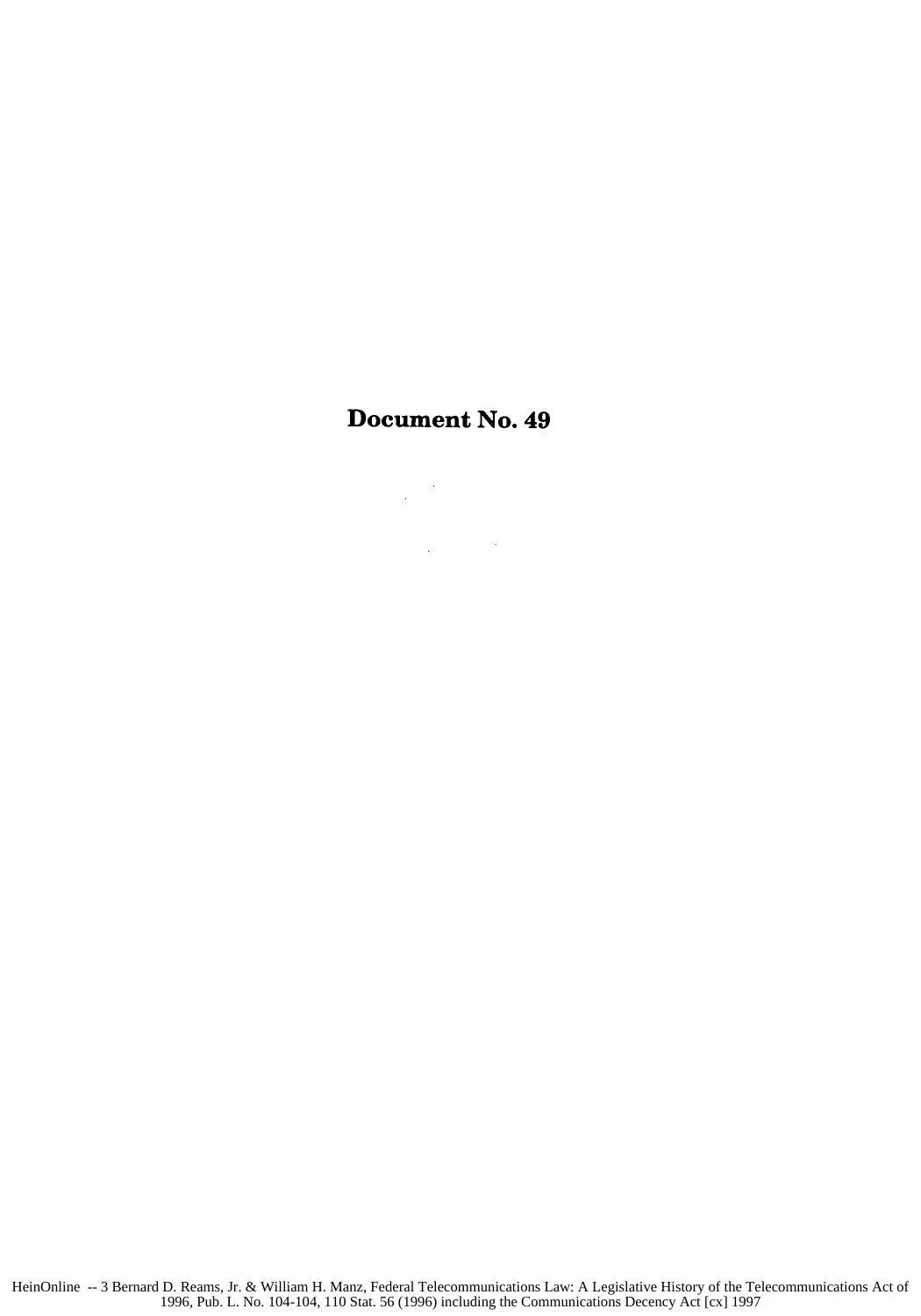# Document No. 49